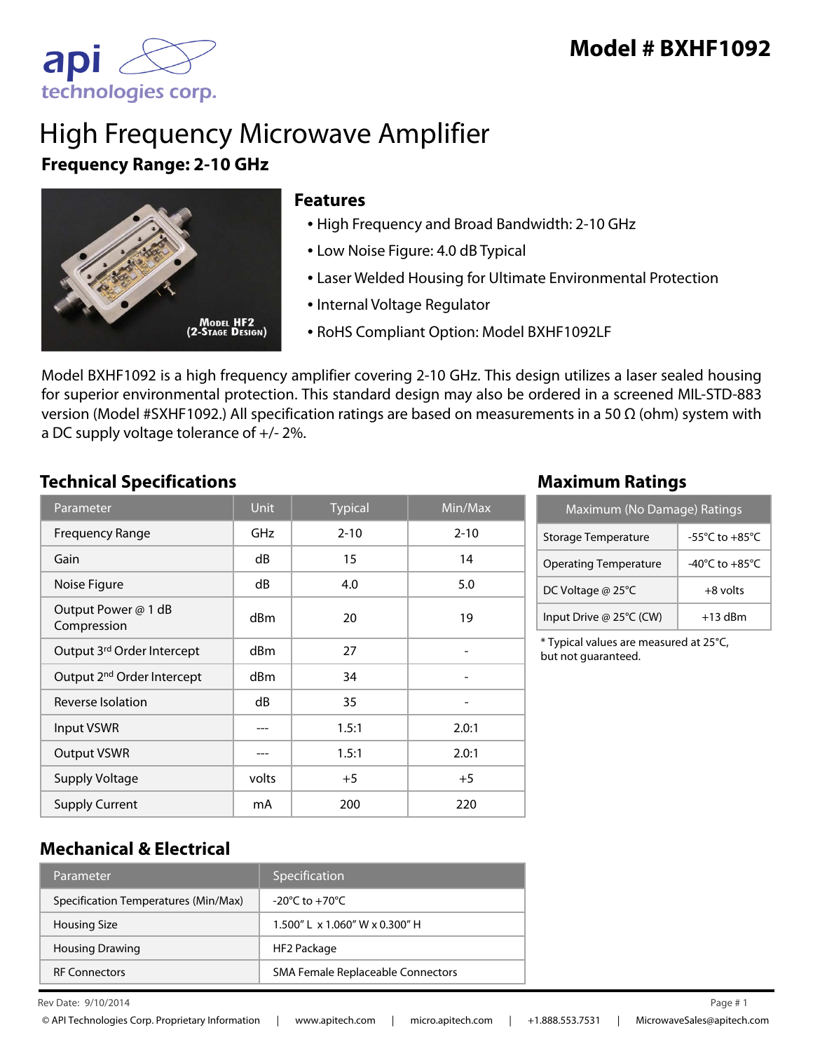# Model # BXHF1092

# High Frequency Microwave Amplifier

**Frequency Range: 2-10 GHz**

Model HF2 (2-Stage Design)

## Features

- High Frequency and Broad Bandwidth: 2-10 GHz
- Low Noise Figure: 4.0 dB Typical
- Laser Welded Housing for Ultimate Environmental Protection
- Internal Voltage Regulator
- RoHS Compliant Option: Model BXHF1092LF

Model BXHF1092 is a high frequency amplifier covering 2-10 GHz. This design utilizes a laser sealed housing for superior environmental protection. This standard design may also be ordered in a screened MIL-STD-883 version (Model #SXHF1092.) All specification ratings are based on measurements in a 50 Ω (ohm) system with a DC supply voltage tolerance of +/- 2%.

## Technical Specifications

| Parameter | Unit | Typical | Min/Max |
|---|---|---|---|
| Frequency Range | GHz | 2-10 | 2-10 |
| Gain | dB | 15 | 14 |
| Noise Figure | dB | 4.0 | 5.0 |
| Output Power @ 1 dB Compression | dBm | 20 | 19 |
| Output 3rd Order Intercept | dBm | 27 | - |
| Output 2nd Order Intercept | dBm | 34 | - |
| Reverse Isolation | dB | 35 | - |
| Input VSWR | --- | 1.5:1 | 2.0:1 |
| Output VSWR | --- | 1.5:1 | 2.0:1 |
| Supply Voltage | volts | +5 | +5 |
| Supply Current | mA | 200 | 220 |

## Maximum Ratings

| Maximum (No Damage) Ratings | |
|---|---|
| Storage Temperature | -55°C to +85°C |
| Operating Temperature | -40°C to +85°C |
| DC Voltage @ 25°C | +8 volts |
| Input Drive @ 25°C (CW) | +13 dBm |

\* Typical values are measured at 25°C, but not guaranteed.

## Mechanical & Electrical

| Parameter | Specification |
|---|---|
| Specification Temperatures (Min/Max) | -20°C to +70°C |
| Housing Size | 1.500" L x 1.060" W x 0.300" H |
| Housing Drawing | HF2 Package |
| RF Connectors | SMA Female Replaceable Connectors |

Rev Date: 9/10/2014

© API Technologies Corp. Proprietary Information | www.apitech.com | micro.apitech.com | +1.888.553.7531 | MicrowaveSales@apitech.com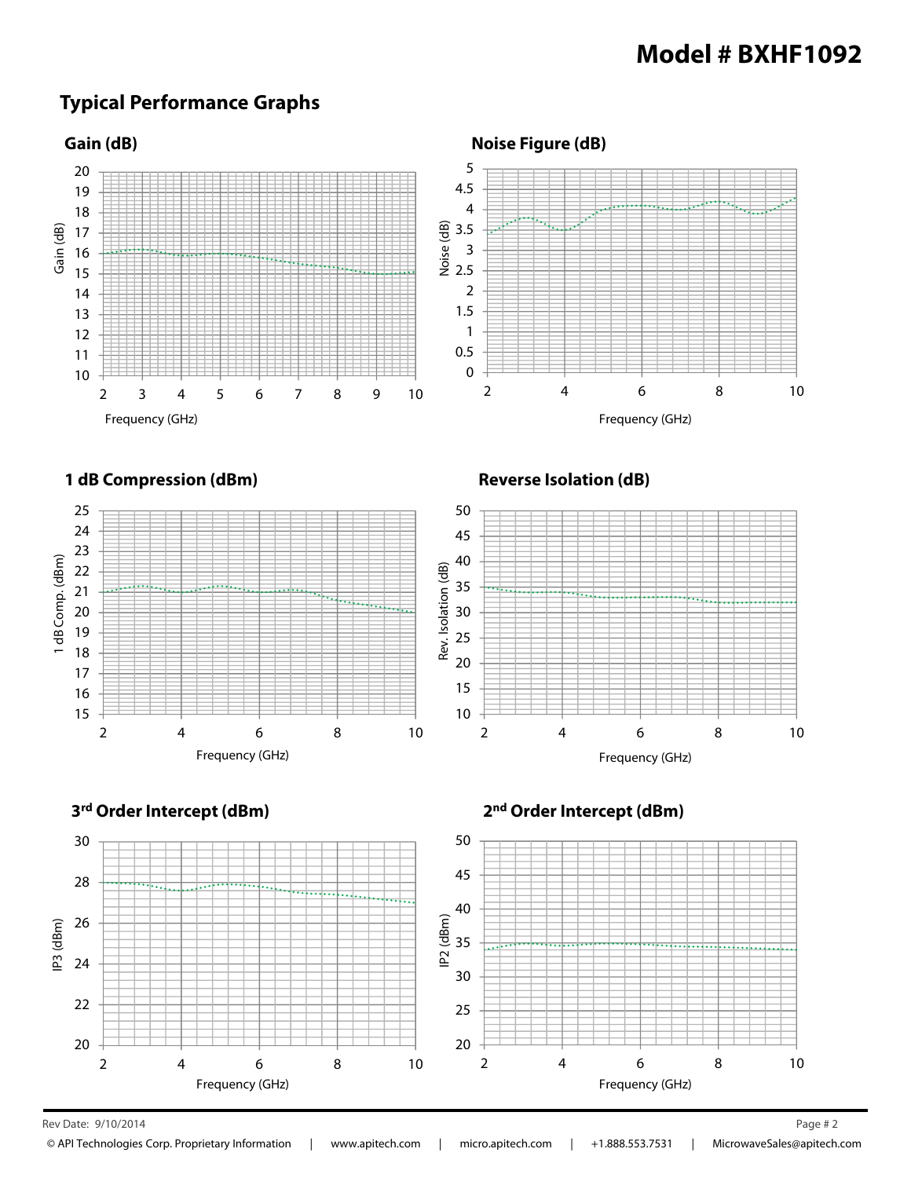# Model # BXHF1092

## Typical Performance Graphs

### Gain (dB)

Gain (dB)

Frequency (GHz)

### Noise Figure (dB)

Noise (dB)

Frequency (GHz)

### 1 dB Compression (dBm)

1 dB Comp. (dBm)

Frequency (GHz)

### Reverse Isolation (dB)

Rev. Isolation (dB)

Frequency (GHz)

### 3rd Order Intercept (dBm)

IP3 (dBm)

Frequency (GHz)

### 2nd Order Intercept (dBm)

IP2 (dBm)

Frequency (GHz)

Rev Date: 9/10/2014

© API Technologies Corp. Proprietary Information | www.apitech.com | micro.apitech.com | +1.888.553.7531 | MicrowaveSales@apitech.com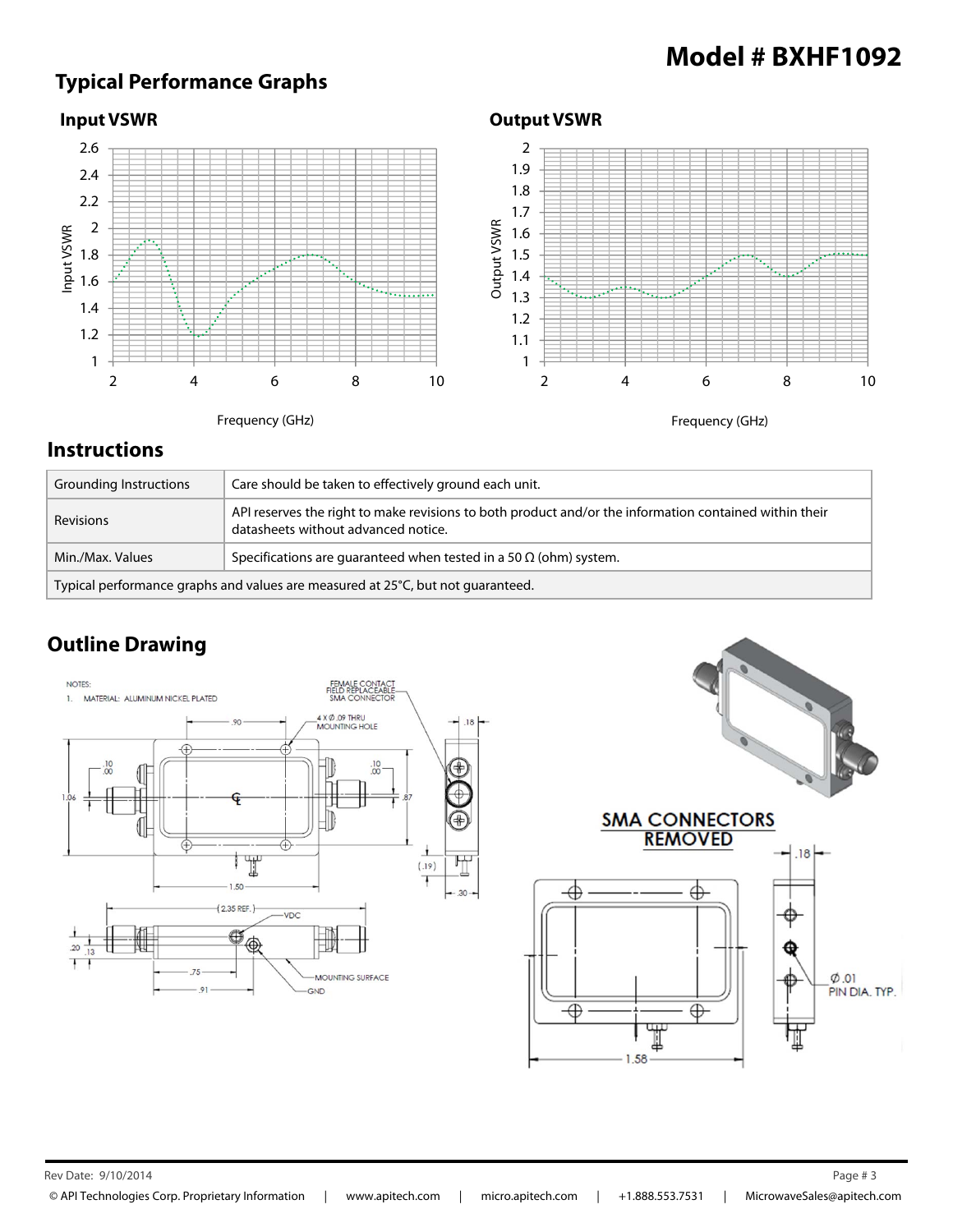# Model # BXHF1092

## Typical Performance Graphs

### Input VSWR

Input VSWR

2.6
2.4
2.2
2
1.8
1.6
1.4
1.2
1

2 4 6 8 10

Frequency (GHz)

### Output VSWR

Output VSWR

2
1.9
1.8
1.7
1.6
1.5
1.4
1.3
1.2
1.1
1

2 4 6 8 10

Frequency (GHz)

## Instructions

| | |
|---|---|
| Grounding Instructions | Care should be taken to effectively ground each unit. |
| Revisions | API reserves the right to make revisions to both product and/or the information contained within their datasheets without advanced notice. |
| Min./Max. Values | Specifications are guaranteed when tested in a 50 Ω (ohm) system. |
| Typical performance graphs and values are measured at 25°C, but not guaranteed. | |

## Outline Drawing

NOTES:
1. MATERIAL: ALUMINUM NICKEL PLATED

FEMALE CONTACT FIELD REPLACEABLE SMA CONNECTOR

4 X Ø .09 THRU MOUNTING HOLE

.90
.18
.10
.00
.10
.00
1.06
.87
(.19)
1.50
.30
(2.35 REF.)
VDC
.20
.13
.75
.91
MOUNTING SURFACE
GND

SMA CONNECTORS REMOVED

.18
Ø .01 PIN DIA. TYP.
1.58